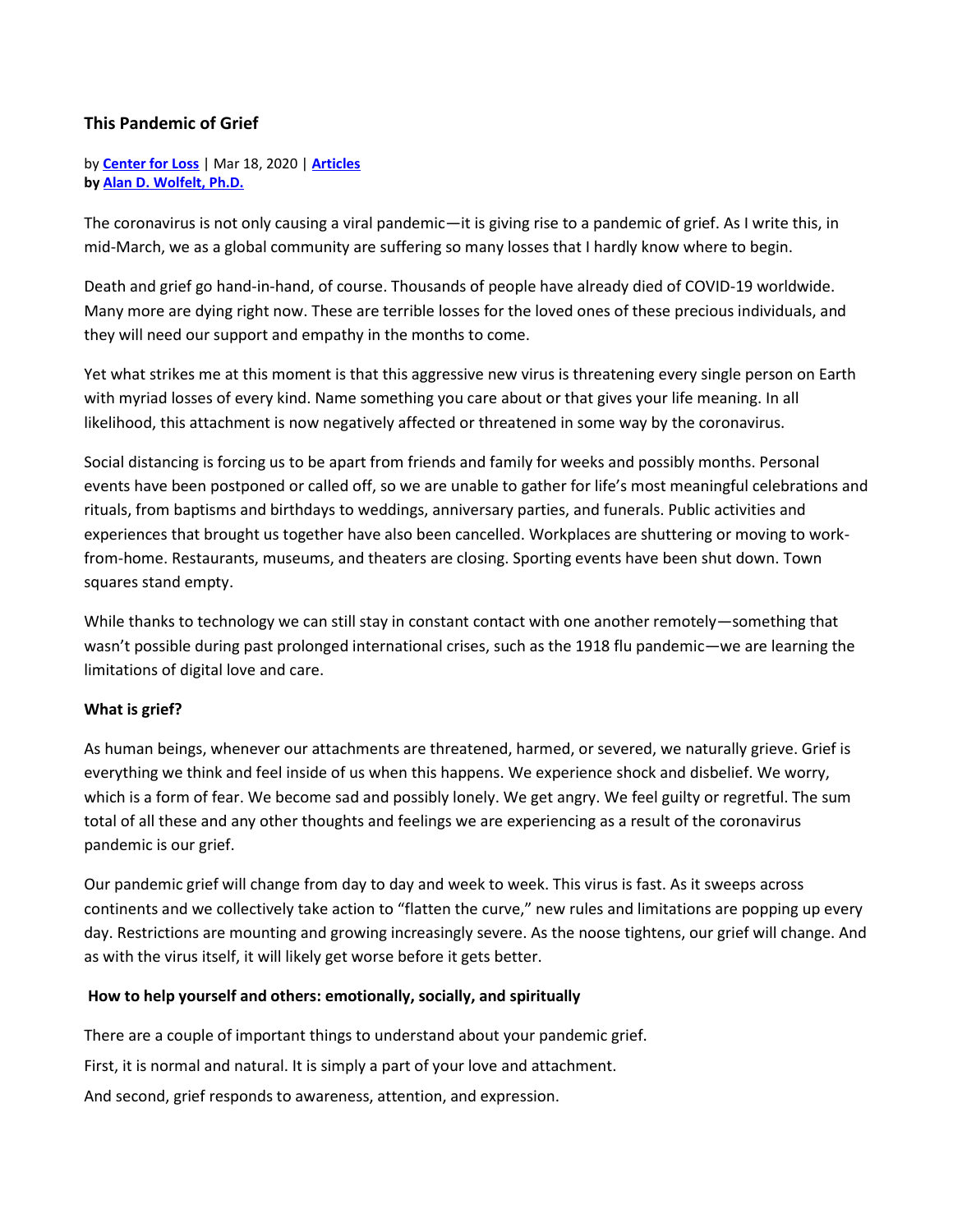# This Pandemic of Grief

by **Center for Loss** | Mar 18, 2020 | **Articles**
**by Alan D. Wolfelt, Ph.D.**

The coronavirus is not only causing a viral pandemic—it is giving rise to a pandemic of grief. As I write this, in mid-March, we as a global community are suffering so many losses that I hardly know where to begin.

Death and grief go hand-in-hand, of course. Thousands of people have already died of COVID-19 worldwide. Many more are dying right now. These are terrible losses for the loved ones of these precious individuals, and they will need our support and empathy in the months to come.

Yet what strikes me at this moment is that this aggressive new virus is threatening every single person on Earth with myriad losses of every kind. Name something you care about or that gives your life meaning. In all likelihood, this attachment is now negatively affected or threatened in some way by the coronavirus.

Social distancing is forcing us to be apart from friends and family for weeks and possibly months. Personal events have been postponed or called off, so we are unable to gather for life's most meaningful celebrations and rituals, from baptisms and birthdays to weddings, anniversary parties, and funerals. Public activities and experiences that brought us together have also been cancelled. Workplaces are shuttering or moving to work-from-home. Restaurants, museums, and theaters are closing. Sporting events have been shut down. Town squares stand empty.

While thanks to technology we can still stay in constant contact with one another remotely—something that wasn't possible during past prolonged international crises, such as the 1918 flu pandemic—we are learning the limitations of digital love and care.

**What is grief?**

As human beings, whenever our attachments are threatened, harmed, or severed, we naturally grieve. Grief is everything we think and feel inside of us when this happens. We experience shock and disbelief. We worry, which is a form of fear. We become sad and possibly lonely. We get angry. We feel guilty or regretful. The sum total of all these and any other thoughts and feelings we are experiencing as a result of the coronavirus pandemic is our grief.

Our pandemic grief will change from day to day and week to week. This virus is fast. As it sweeps across continents and we collectively take action to "flatten the curve," new rules and limitations are popping up every day. Restrictions are mounting and growing increasingly severe. As the noose tightens, our grief will change. And as with the virus itself, it will likely get worse before it gets better.

**How to help yourself and others: emotionally, socially, and spiritually**

There are a couple of important things to understand about your pandemic grief.

First, it is normal and natural. It is simply a part of your love and attachment.

And second, grief responds to awareness, attention, and expression.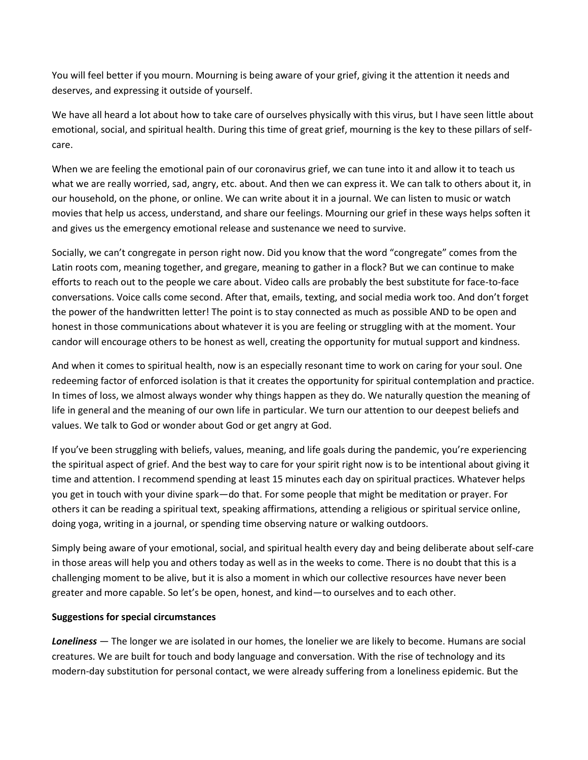You will feel better if you mourn. Mourning is being aware of your grief, giving it the attention it needs and deserves, and expressing it outside of yourself.

We have all heard a lot about how to take care of ourselves physically with this virus, but I have seen little about emotional, social, and spiritual health. During this time of great grief, mourning is the key to these pillars of self-care.

When we are feeling the emotional pain of our coronavirus grief, we can tune into it and allow it to teach us what we are really worried, sad, angry, etc. about. And then we can express it. We can talk to others about it, in our household, on the phone, or online. We can write about it in a journal. We can listen to music or watch movies that help us access, understand, and share our feelings. Mourning our grief in these ways helps soften it and gives us the emergency emotional release and sustenance we need to survive.

Socially, we can't congregate in person right now. Did you know that the word "congregate" comes from the Latin roots com, meaning together, and gregare, meaning to gather in a flock? But we can continue to make efforts to reach out to the people we care about. Video calls are probably the best substitute for face-to-face conversations. Voice calls come second. After that, emails, texting, and social media work too. And don't forget the power of the handwritten letter! The point is to stay connected as much as possible AND to be open and honest in those communications about whatever it is you are feeling or struggling with at the moment. Your candor will encourage others to be honest as well, creating the opportunity for mutual support and kindness.

And when it comes to spiritual health, now is an especially resonant time to work on caring for your soul. One redeeming factor of enforced isolation is that it creates the opportunity for spiritual contemplation and practice. In times of loss, we almost always wonder why things happen as they do. We naturally question the meaning of life in general and the meaning of our own life in particular. We turn our attention to our deepest beliefs and values. We talk to God or wonder about God or get angry at God.

If you've been struggling with beliefs, values, meaning, and life goals during the pandemic, you're experiencing the spiritual aspect of grief. And the best way to care for your spirit right now is to be intentional about giving it time and attention. I recommend spending at least 15 minutes each day on spiritual practices. Whatever helps you get in touch with your divine spark—do that. For some people that might be meditation or prayer. For others it can be reading a spiritual text, speaking affirmations, attending a religious or spiritual service online, doing yoga, writing in a journal, or spending time observing nature or walking outdoors.

Simply being aware of your emotional, social, and spiritual health every day and being deliberate about self-care in those areas will help you and others today as well as in the weeks to come. There is no doubt that this is a challenging moment to be alive, but it is also a moment in which our collective resources have never been greater and more capable. So let's be open, honest, and kind—to ourselves and to each other.

**Suggestions for special circumstances**

***Loneliness*** — The longer we are isolated in our homes, the lonelier we are likely to become. Humans are social creatures. We are built for touch and body language and conversation. With the rise of technology and its modern-day substitution for personal contact, we were already suffering from a loneliness epidemic. But the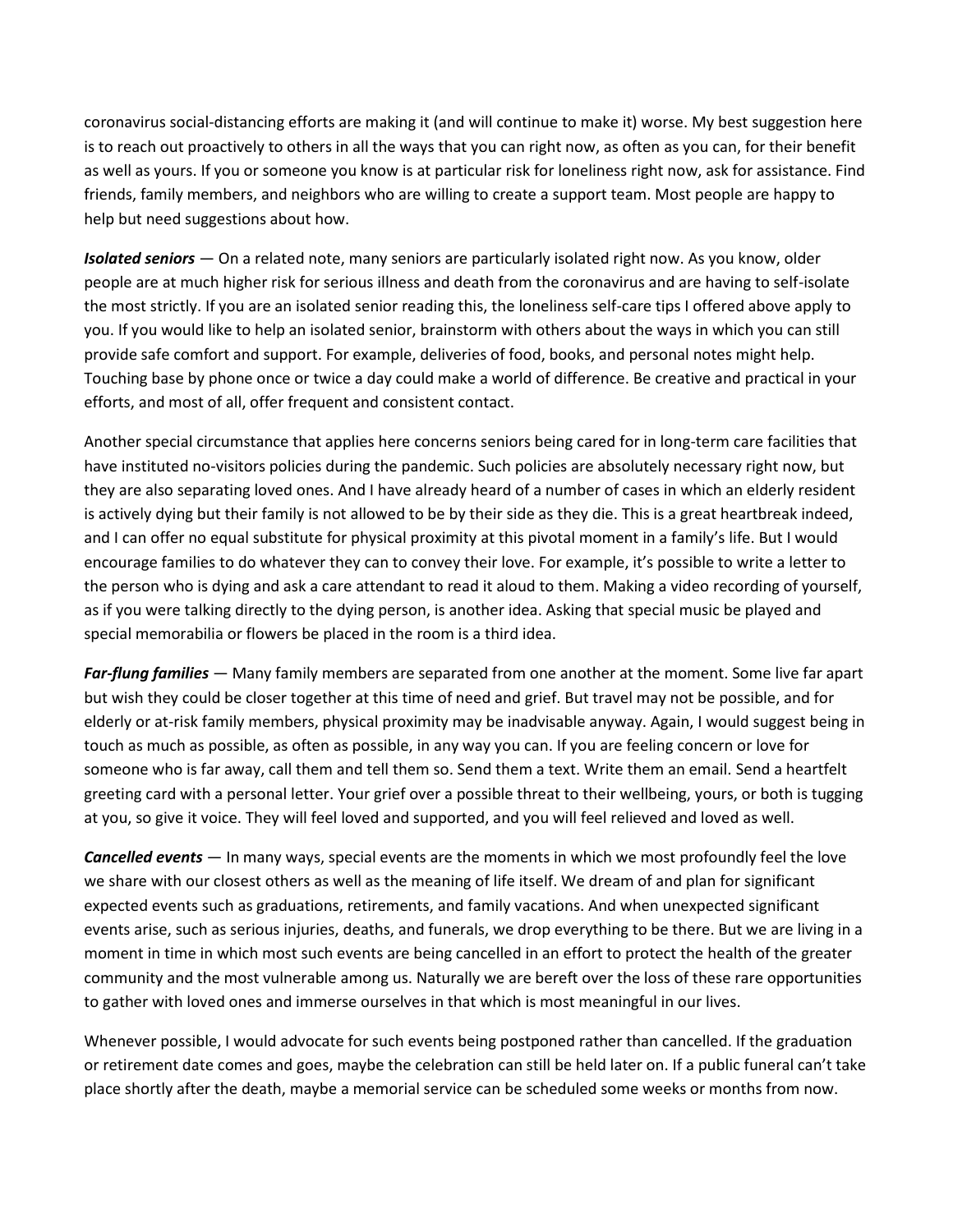coronavirus social-distancing efforts are making it (and will continue to make it) worse. My best suggestion here is to reach out proactively to others in all the ways that you can right now, as often as you can, for their benefit as well as yours. If you or someone you know is at particular risk for loneliness right now, ask for assistance. Find friends, family members, and neighbors who are willing to create a support team. Most people are happy to help but need suggestions about how.

***Isolated seniors*** — On a related note, many seniors are particularly isolated right now. As you know, older people are at much higher risk for serious illness and death from the coronavirus and are having to self-isolate the most strictly. If you are an isolated senior reading this, the loneliness self-care tips I offered above apply to you. If you would like to help an isolated senior, brainstorm with others about the ways in which you can still provide safe comfort and support. For example, deliveries of food, books, and personal notes might help. Touching base by phone once or twice a day could make a world of difference. Be creative and practical in your efforts, and most of all, offer frequent and consistent contact.

Another special circumstance that applies here concerns seniors being cared for in long-term care facilities that have instituted no-visitors policies during the pandemic. Such policies are absolutely necessary right now, but they are also separating loved ones. And I have already heard of a number of cases in which an elderly resident is actively dying but their family is not allowed to be by their side as they die. This is a great heartbreak indeed, and I can offer no equal substitute for physical proximity at this pivotal moment in a family's life. But I would encourage families to do whatever they can to convey their love. For example, it's possible to write a letter to the person who is dying and ask a care attendant to read it aloud to them. Making a video recording of yourself, as if you were talking directly to the dying person, is another idea. Asking that special music be played and special memorabilia or flowers be placed in the room is a third idea.

***Far-flung families*** — Many family members are separated from one another at the moment. Some live far apart but wish they could be closer together at this time of need and grief. But travel may not be possible, and for elderly or at-risk family members, physical proximity may be inadvisable anyway. Again, I would suggest being in touch as much as possible, as often as possible, in any way you can. If you are feeling concern or love for someone who is far away, call them and tell them so. Send them a text. Write them an email. Send a heartfelt greeting card with a personal letter. Your grief over a possible threat to their wellbeing, yours, or both is tugging at you, so give it voice. They will feel loved and supported, and you will feel relieved and loved as well.

***Cancelled events*** — In many ways, special events are the moments in which we most profoundly feel the love we share with our closest others as well as the meaning of life itself. We dream of and plan for significant expected events such as graduations, retirements, and family vacations. And when unexpected significant events arise, such as serious injuries, deaths, and funerals, we drop everything to be there. But we are living in a moment in time in which most such events are being cancelled in an effort to protect the health of the greater community and the most vulnerable among us. Naturally we are bereft over the loss of these rare opportunities to gather with loved ones and immerse ourselves in that which is most meaningful in our lives.

Whenever possible, I would advocate for such events being postponed rather than cancelled. If the graduation or retirement date comes and goes, maybe the celebration can still be held later on. If a public funeral can't take place shortly after the death, maybe a memorial service can be scheduled some weeks or months from now.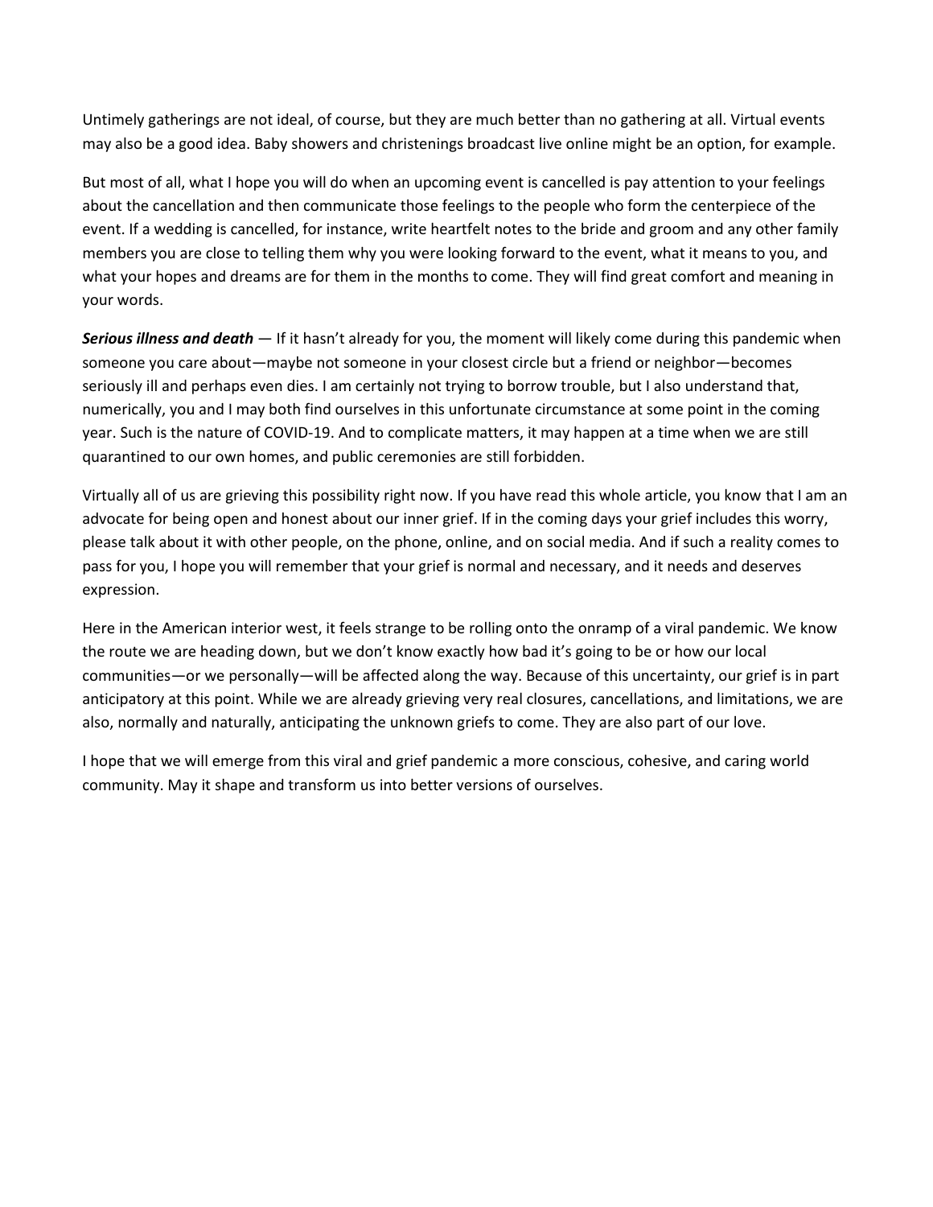Untimely gatherings are not ideal, of course, but they are much better than no gathering at all. Virtual events may also be a good idea. Baby showers and christenings broadcast live online might be an option, for example.

But most of all, what I hope you will do when an upcoming event is cancelled is pay attention to your feelings about the cancellation and then communicate those feelings to the people who form the centerpiece of the event. If a wedding is cancelled, for instance, write heartfelt notes to the bride and groom and any other family members you are close to telling them why you were looking forward to the event, what it means to you, and what your hopes and dreams are for them in the months to come. They will find great comfort and meaning in your words.

***Serious illness and death*** — If it hasn't already for you, the moment will likely come during this pandemic when someone you care about—maybe not someone in your closest circle but a friend or neighbor—becomes seriously ill and perhaps even dies. I am certainly not trying to borrow trouble, but I also understand that, numerically, you and I may both find ourselves in this unfortunate circumstance at some point in the coming year. Such is the nature of COVID-19. And to complicate matters, it may happen at a time when we are still quarantined to our own homes, and public ceremonies are still forbidden.

Virtually all of us are grieving this possibility right now. If you have read this whole article, you know that I am an advocate for being open and honest about our inner grief. If in the coming days your grief includes this worry, please talk about it with other people, on the phone, online, and on social media. And if such a reality comes to pass for you, I hope you will remember that your grief is normal and necessary, and it needs and deserves expression.

Here in the American interior west, it feels strange to be rolling onto the onramp of a viral pandemic. We know the route we are heading down, but we don't know exactly how bad it's going to be or how our local communities—or we personally—will be affected along the way. Because of this uncertainty, our grief is in part anticipatory at this point. While we are already grieving very real closures, cancellations, and limitations, we are also, normally and naturally, anticipating the unknown griefs to come. They are also part of our love.

I hope that we will emerge from this viral and grief pandemic a more conscious, cohesive, and caring world community. May it shape and transform us into better versions of ourselves.